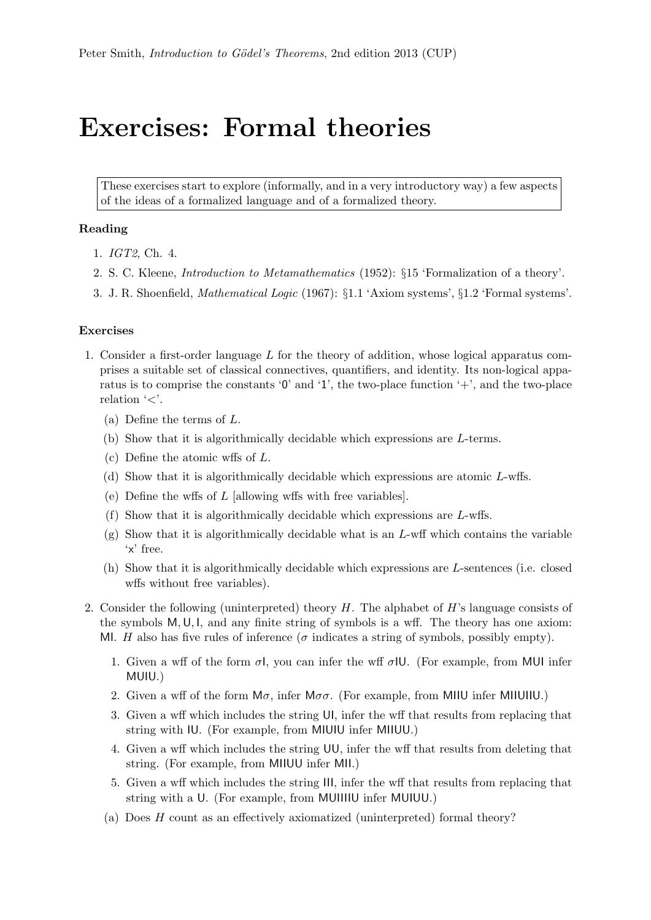# Exercises: Formal theories

These exercises start to explore (informally, and in a very introductory way) a few aspects of the ideas of a formalized language and of a formalized theory.

### Reading

1. *IGT2*, Ch. 4.
2. S. C. Kleene, *Introduction to Metamathematics* (1952): §15 'Formalization of a theory'.
3. J. R. Shoenfield, *Mathematical Logic* (1967): §1.1 'Axiom systems', §1.2 'Formal systems'.

### Exercises

1. Consider a first-order language $L$ for the theory of addition, whose logical apparatus comprises a suitable set of classical connectives, quantifiers, and identity. Its non-logical apparatus is to comprise the constants '$\mathsf{0}$' and '$\mathsf{1}$', the two-place function '$+$', and the two-place relation '$<$'.
   (a) Define the terms of $L$.
   (b) Show that it is algorithmically decidable which expressions are $L$-terms.
   (c) Define the atomic wffs of $L$.
   (d) Show that it is algorithmically decidable which expressions are atomic $L$-wffs.
   (e) Define the wffs of $L$ [allowing wffs with free variables].
   (f) Show that it is algorithmically decidable which expressions are $L$-wffs.
   (g) Show that it is algorithmically decidable what is an $L$-wff which contains the variable '$\mathsf{x}$' free.
   (h) Show that it is algorithmically decidable which expressions are $L$-sentences (i.e. closed wffs without free variables).

2. Consider the following (uninterpreted) theory $H$. The alphabet of $H$'s language consists of the symbols $\mathsf{M}, \mathsf{U}, \mathsf{I}$, and any finite string of symbols is a wff. The theory has one axiom: $\mathsf{MI}$. $H$ also has five rules of inference ($\sigma$ indicates a string of symbols, possibly empty).
   1. Given a wff of the form $\sigma\mathsf{I}$, you can infer the wff $\sigma\mathsf{IU}$. (For example, from MUI infer MUIU.)
   2. Given a wff of the form $\mathsf{M}\sigma$, infer $\mathsf{M}\sigma\sigma$. (For example, from MIIU infer MIIUIIU.)
   3. Given a wff which includes the string UI, infer the wff that results from replacing that string with IU. (For example, from MIUIU infer MIIUU.)
   4. Given a wff which includes the string UU, infer the wff that results from deleting that string. (For example, from MIIUU infer MII.)
   5. Given a wff which includes the string III, infer the wff that results from replacing that string with a U. (For example, from MUIIIIU infer MUIUU.)

   (a) Does $H$ count as an effectively axiomatized (uninterpreted) formal theory?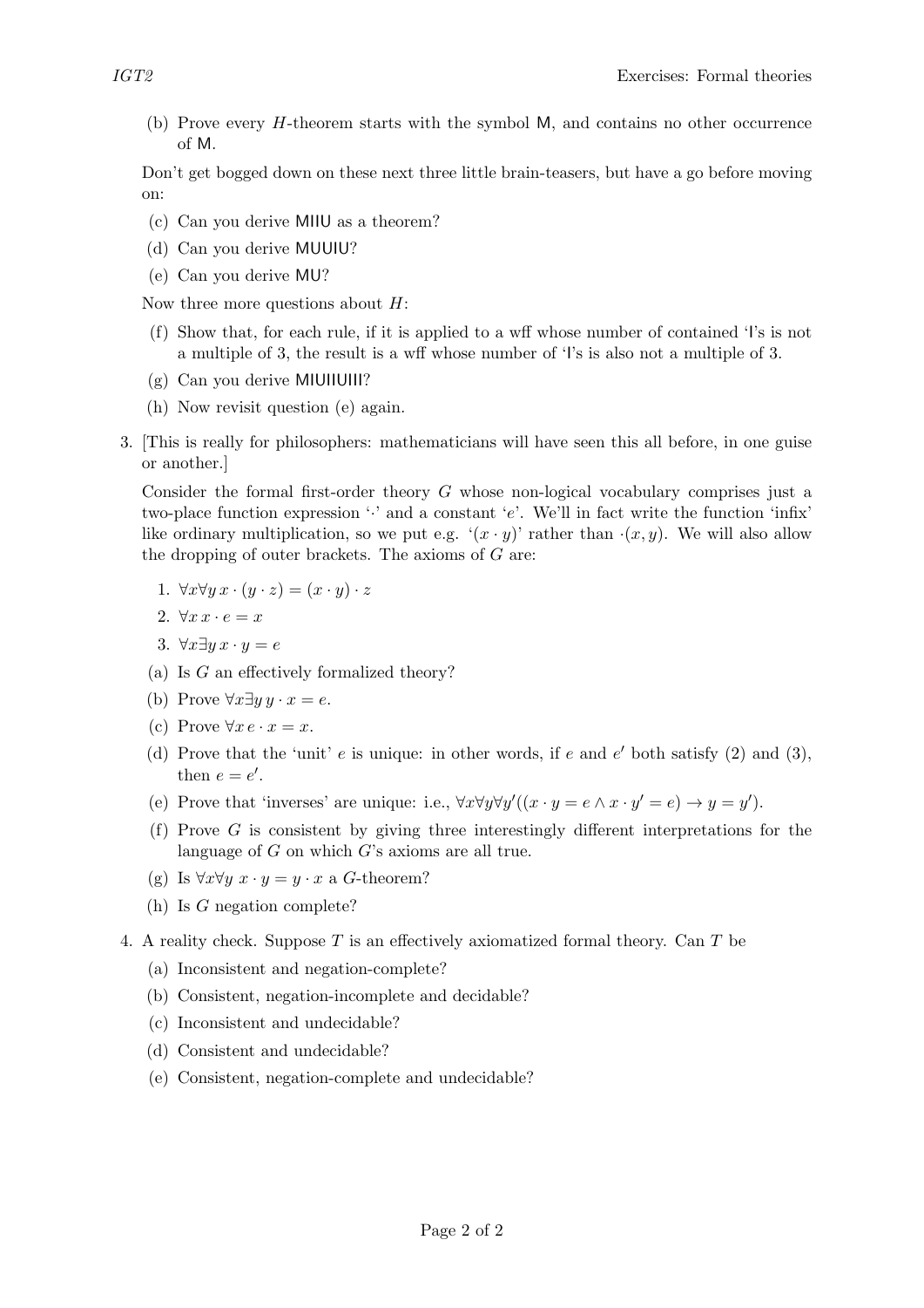(b) Prove every $H$-theorem starts with the symbol M, and contains no other occurrence of M.

Don't get bogged down on these next three little brain-teasers, but have a go before moving on:

(c) Can you derive MIIU as a theorem?

(d) Can you derive MUUIU?

(e) Can you derive MU?

Now three more questions about $H$:

(f) Show that, for each rule, if it is applied to a wff whose number of contained 'I's is not a multiple of 3, the result is a wff whose number of 'I's is also not a multiple of 3.

(g) Can you derive MIUIIUIII?

(h) Now revisit question (e) again.

3. [This is really for philosophers: mathematicians will have seen this all before, in one guise or another.]

   Consider the formal first-order theory $G$ whose non-logical vocabulary comprises just a two-place function expression '$\cdot$' and a constant '$e$'. We'll in fact write the function 'infix' like ordinary multiplication, so we put e.g. '$(x \cdot y)$' rather than $\cdot(x, y)$. We will also allow the dropping of outer brackets. The axioms of $G$ are:

   1. $\forall x \forall y\, x \cdot (y \cdot z) = (x \cdot y) \cdot z$
   2. $\forall x\, x \cdot e = x$
   3. $\forall x \exists y\, x \cdot y = e$

   (a) Is $G$ an effectively formalized theory?

   (b) Prove $\forall x \exists y\, y \cdot x = e$.

   (c) Prove $\forall x\, e \cdot x = x$.

   (d) Prove that the 'unit' $e$ is unique: in other words, if $e$ and $e'$ both satisfy (2) and (3), then $e = e'$.

   (e) Prove that 'inverses' are unique: i.e., $\forall x \forall y \forall y' ((x \cdot y = e \land x \cdot y' = e) \rightarrow y = y')$.

   (f) Prove $G$ is consistent by giving three interestingly different interpretations for the language of $G$ on which $G$'s axioms are all true.

   (g) Is $\forall x \forall y\ x \cdot y = y \cdot x$ a $G$-theorem?

   (h) Is $G$ negation complete?

4. A reality check. Suppose $T$ is an effectively axiomatized formal theory. Can $T$ be

   (a) Inconsistent and negation-complete?

   (b) Consistent, negation-incomplete and decidable?

   (c) Inconsistent and undecidable?

   (d) Consistent and undecidable?

   (e) Consistent, negation-complete and undecidable?